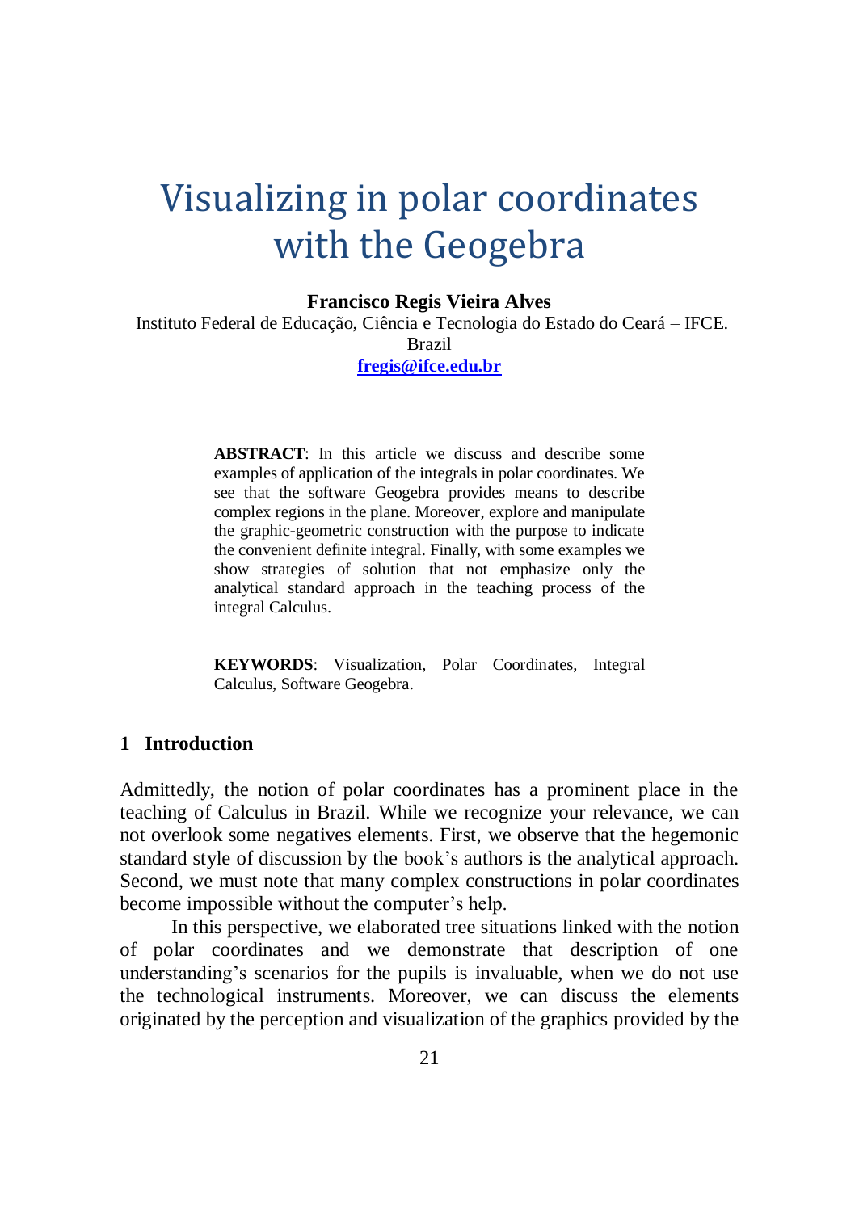# Visualizing in polar coordinates with the Geogebra

**Francisco Regis Vieira Alves**

Instituto Federal de Educação, Ciência e Tecnologia do Estado do Ceará – IFCE. Brazil

fregis@ifce.edu.br

**ABSTRACT**: In this article we discuss and describe some examples of application of the integrals in polar coordinates. We see that the software Geogebra provides means to describe complex regions in the plane. Moreover, explore and manipulate the graphic-geometric construction with the purpose to indicate the convenient definite integral. Finally, with some examples we show strategies of solution that not emphasize only the analytical standard approach in the teaching process of the integral Calculus.

**KEYWORDS**: Visualization, Polar Coordinates, Integral Calculus, Software Geogebra.

## 1 Introduction

Admittedly, the notion of polar coordinates has a prominent place in the teaching of Calculus in Brazil. While we recognize your relevance, we can not overlook some negatives elements. First, we observe that the hegemonic standard style of discussion by the book's authors is the analytical approach. Second, we must note that many complex constructions in polar coordinates become impossible without the computer's help.

In this perspective, we elaborated tree situations linked with the notion of polar coordinates and we demonstrate that description of one understanding's scenarios for the pupils is invaluable, when we do not use the technological instruments. Moreover, we can discuss the elements originated by the perception and visualization of the graphics provided by the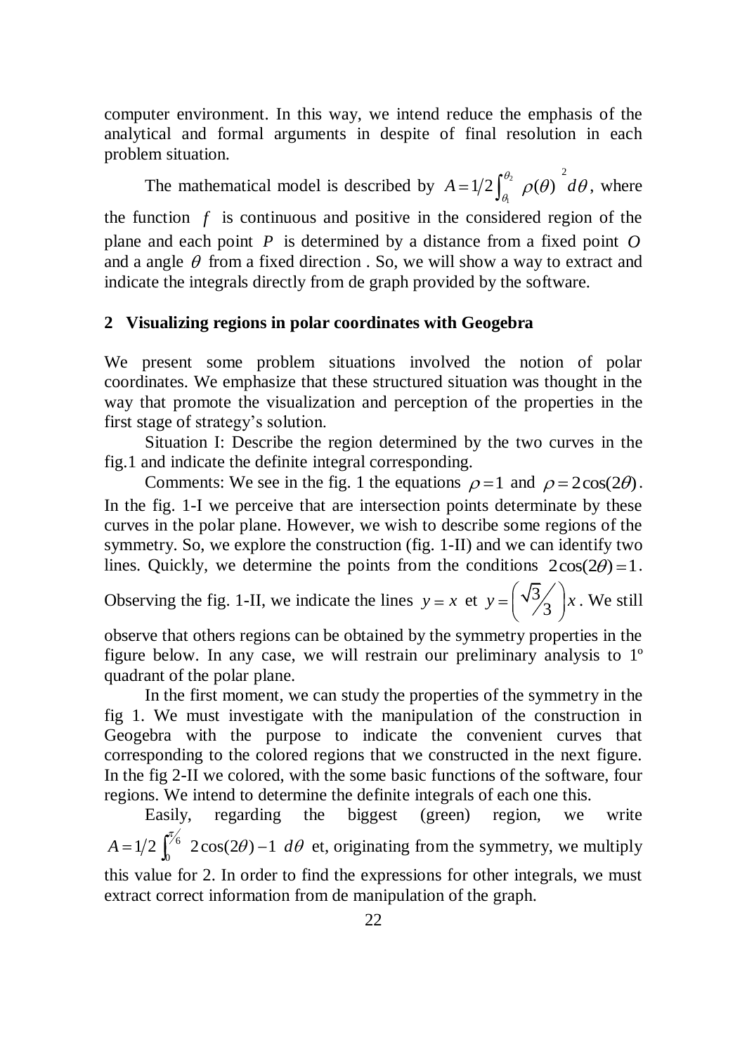computer environment. In this way, we intend reduce the emphasis of the analytical and formal arguments in despite of final resolution in each problem situation.

The mathematical model is described by $A = 1/2\int_{\theta_1}^{\theta_2} \rho(\theta)^2 d\theta$, where the function $f$ is continuous and positive in the considered region of the plane and each point $P$ is determined by a distance from a fixed point $O$ and a angle $\theta$ from a fixed direction . So, we will show a way to extract and indicate the integrals directly from de graph provided by the software.

## 2 Visualizing regions in polar coordinates with Geogebra

We present some problem situations involved the notion of polar coordinates. We emphasize that these structured situation was thought in the way that promote the visualization and perception of the properties in the first stage of strategy's solution.

Situation I: Describe the region determined by the two curves in the fig.1 and indicate the definite integral corresponding.

Comments: We see in the fig. 1 the equations $\rho = 1$ and $\rho = 2\cos(2\theta)$. In the fig. 1-I we perceive that are intersection points determinate by these curves in the polar plane. However, we wish to describe some regions of the symmetry. So, we explore the construction (fig. 1-II) and we can identify two lines. Quickly, we determine the points from the conditions $2\cos(2\theta) = 1$. Observing the fig. 1-II, we indicate the lines $y = x$ et $y = \left(\sqrt{3}/3\right)x$. We still observe that others regions can be obtained by the symmetry properties in the figure below. In any case, we will restrain our preliminary analysis to 1º quadrant of the polar plane.

In the first moment, we can study the properties of the symmetry in the fig 1. We must investigate with the manipulation of the construction in Geogebra with the purpose to indicate the convenient curves that corresponding to the colored regions that we constructed in the next figure. In the fig 2-II we colored, with the some basic functions of the software, four regions. We intend to determine the definite integrals of each one this.

Easily, regarding the biggest (green) region, we write $A = 1/2\int_0^{\pi/6} 2\cos(2\theta) - 1 \, d\theta$ et, originating from the symmetry, we multiply this value for 2. In order to find the expressions for other integrals, we must extract correct information from de manipulation of the graph.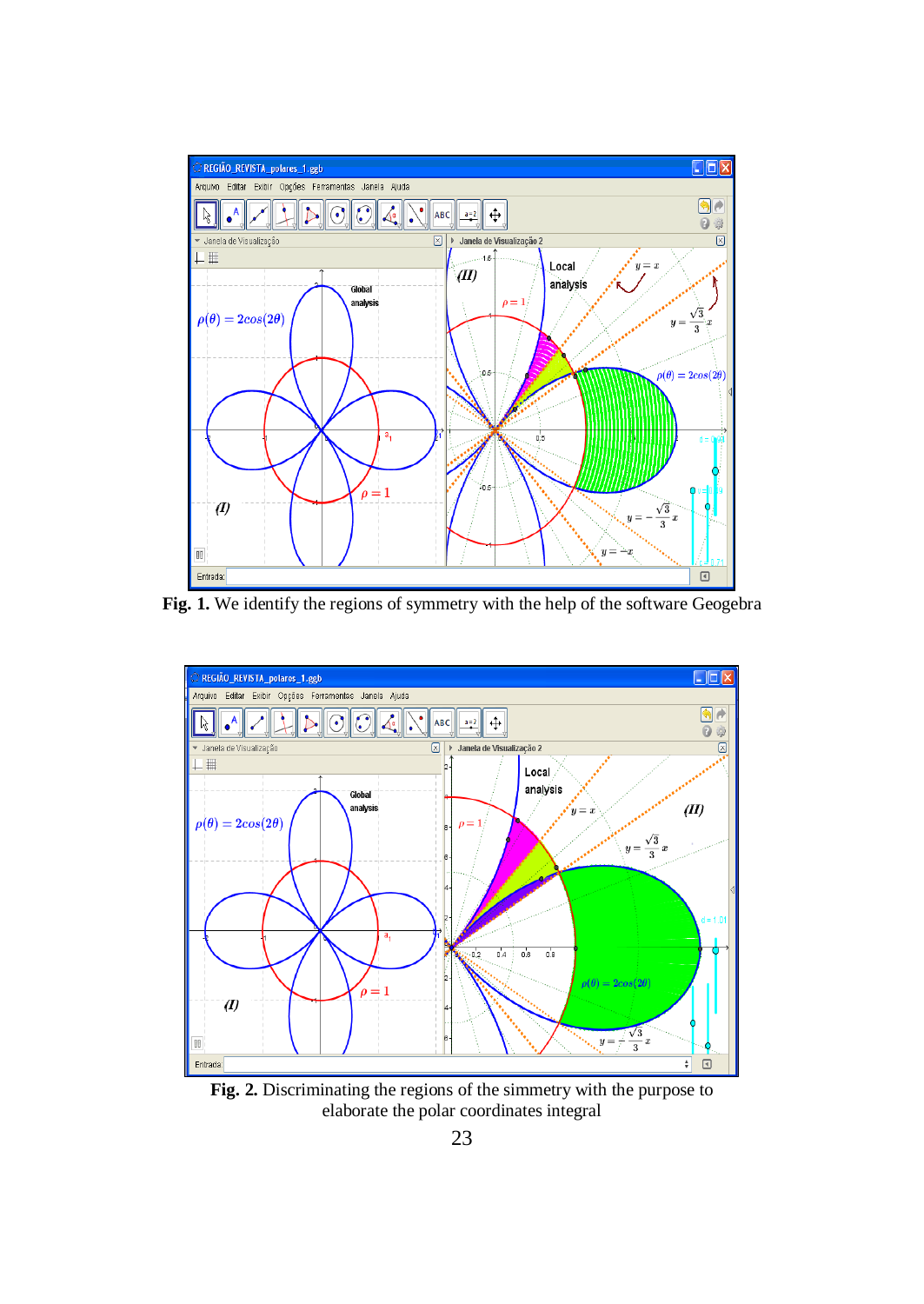REGIÃO_REVISTA_polares_1.ggb

Arquivo Editar Exibir Opções Ferramentas Janela Ajuda

Janela de Visualização

Janela de Visualização 2

Global analysis

$\rho(\theta) = 2cos(2\theta)$

$\rho = 1$

(I)

(II)

Local analysis

$y = x$

$y = \frac{\sqrt{3}}{3}x$

$\rho = 1$

$\rho(\theta) = 2cos(2\theta)$

$y = -\frac{\sqrt{3}}{3}x$

$y = -x$

Entrada:

**Fig. 1.** We identify the regions of symmetry with the help of the software Geogebra

REGIÃO_REVISTA_polares_1.ggb

Arquivo Editar Exibir Opções Ferramentas Janela Ajuda

Janela de Visualização

Janela de Visualização 2

Global analysis

$\rho(\theta) = 2cos(2\theta)$

$\rho = 1$

(I)

Local analysis

(II)

$\rho = 1$

$y = x$

$y = \frac{\sqrt{3}}{3}x$

$\rho(\theta) = 2cos(2\theta)$

$y = -\frac{\sqrt{3}}{3}x$

Entrada:

**Fig. 2.** Discriminating the regions of the simmetry with the purpose to elaborate the polar coordinates integral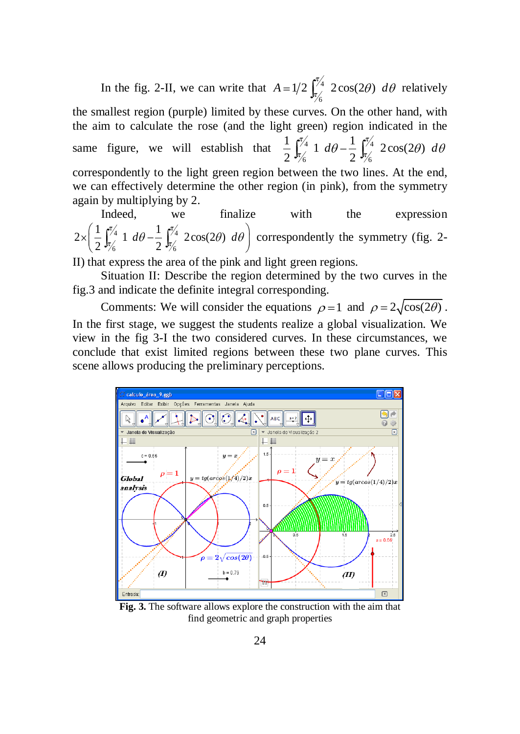In the fig. 2-II, we can write that $A = 1/2 \int_{\pi/6}^{\pi/4} 2\cos(2\theta)\ d\theta$ relatively the smallest region (purple) limited by these curves. On the other hand, with the aim to calculate the rose (and the light green) region indicated in the same figure, we will establish that $\frac{1}{2}\int_{\pi/6}^{\pi/4} 1\ d\theta - \frac{1}{2}\int_{\pi/6}^{\pi/4} 2\cos(2\theta)\ d\theta$ correspondently to the light green region between the two lines. At the end, we can effectively determine the other region (in pink), from the symmetry again by multiplying by 2.

Indeed, we finalize with the expression $2 \times \left( \frac{1}{2}\int_{\pi/6}^{\pi/4} 1\ d\theta - \frac{1}{2}\int_{\pi/6}^{\pi/4} 2\cos(2\theta)\ d\theta \right)$ correspondently the symmetry (fig. 2-II) that express the area of the pink and light green regions.

Situation II: Describe the region determined by the two curves in the fig.3 and indicate the definite integral corresponding.

Comments: We will consider the equations $\rho = 1$ and $\rho = 2\sqrt{\cos(2\theta)}$. In the first stage, we suggest the students realize a global visualization. We view in the fig 3-I the two considered curves. In these circumstances, we conclude that exist limited regions between these two plane curves. This scene allows producing the preliminary perceptions.

**Fig. 3.** The software allows explore the construction with the aim that find geometric and graph properties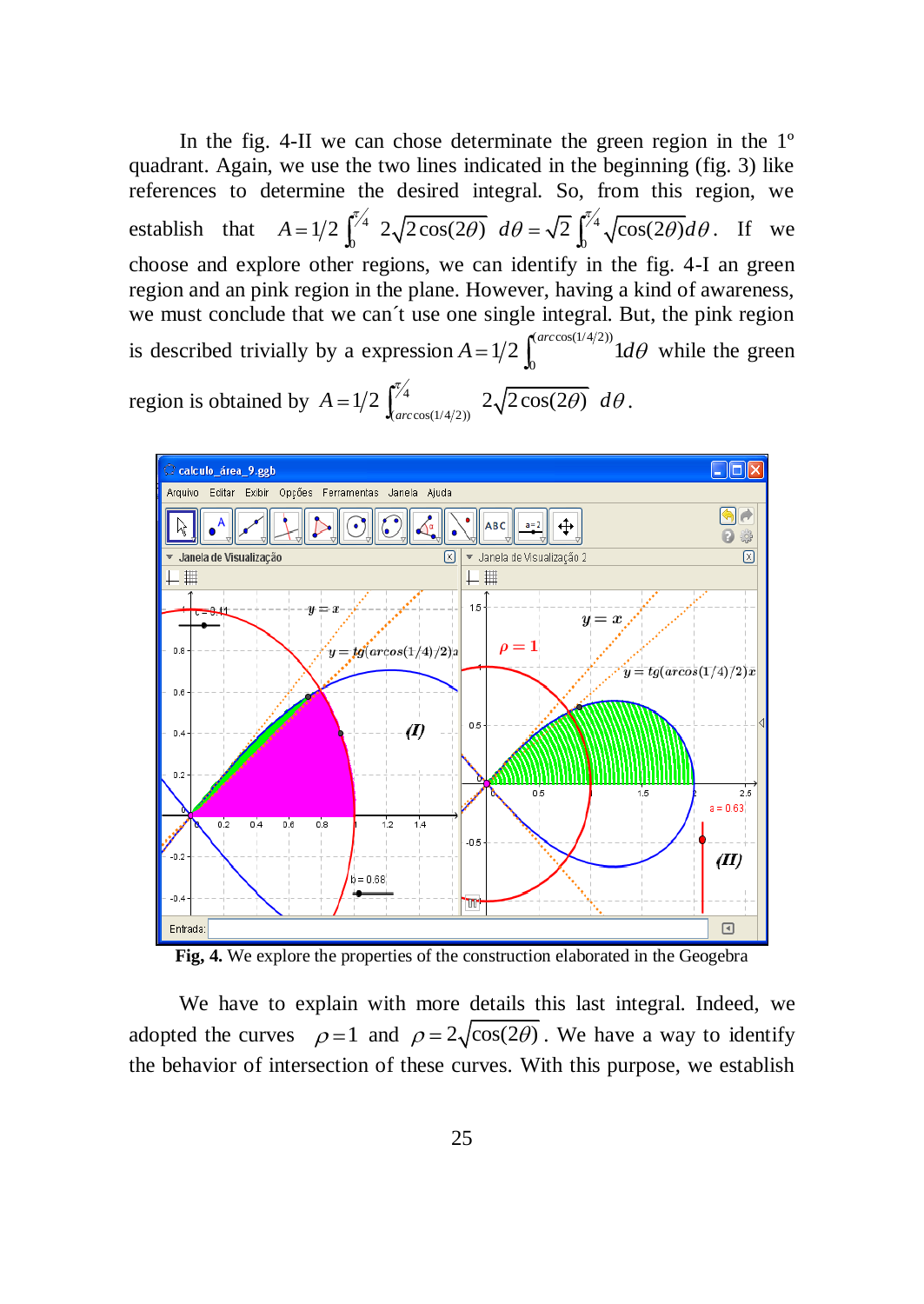In the fig. 4-II we can chose determinate the green region in the 1º quadrant. Again, we use the two lines indicated in the beginning (fig. 3) like references to determine the desired integral. So, from this region, we establish that $A = 1/2\int_0^{\pi/4} 2\sqrt{2\cos(2\theta)}\ d\theta = \sqrt{2}\int_0^{\pi/4}\sqrt{\cos(2\theta)}d\theta$. If we choose and explore other regions, we can identify in the fig. 4-I an green region and an pink region in the plane. However, having a kind of awareness, we must conclude that we can´t use one single integral. But, the pink region is described trivially by a expression $A = 1/2\int_0^{(arccos(1/4/2))} 1 d\theta$ while the green region is obtained by $A = 1/2\int_{(arccos(1/4/2))}^{\pi/4} 2\sqrt{2\cos(2\theta)}\ d\theta$.

calculo_área_9.ggb

Arquivo Editar Exibir Opções Ferramentas Janela Ajuda

Janela de Visualização

Janela de Visualização 2

c = 0.41

$y = x$

$y = tg(arcos(1/4)/2)x$

(I)

b = 0.68

$\rho = 1$

$y = x$

$y = tg(arcos(1/4)/2)x$

a = 0.63

(II)

Entrada:

**Fig, 4.** We explore the properties of the construction elaborated in the Geogebra

We have to explain with more details this last integral. Indeed, we adopted the curves $\rho = 1$ and $\rho = 2\sqrt{\cos(2\theta)}$. We have a way to identify the behavior of intersection of these curves. With this purpose, we establish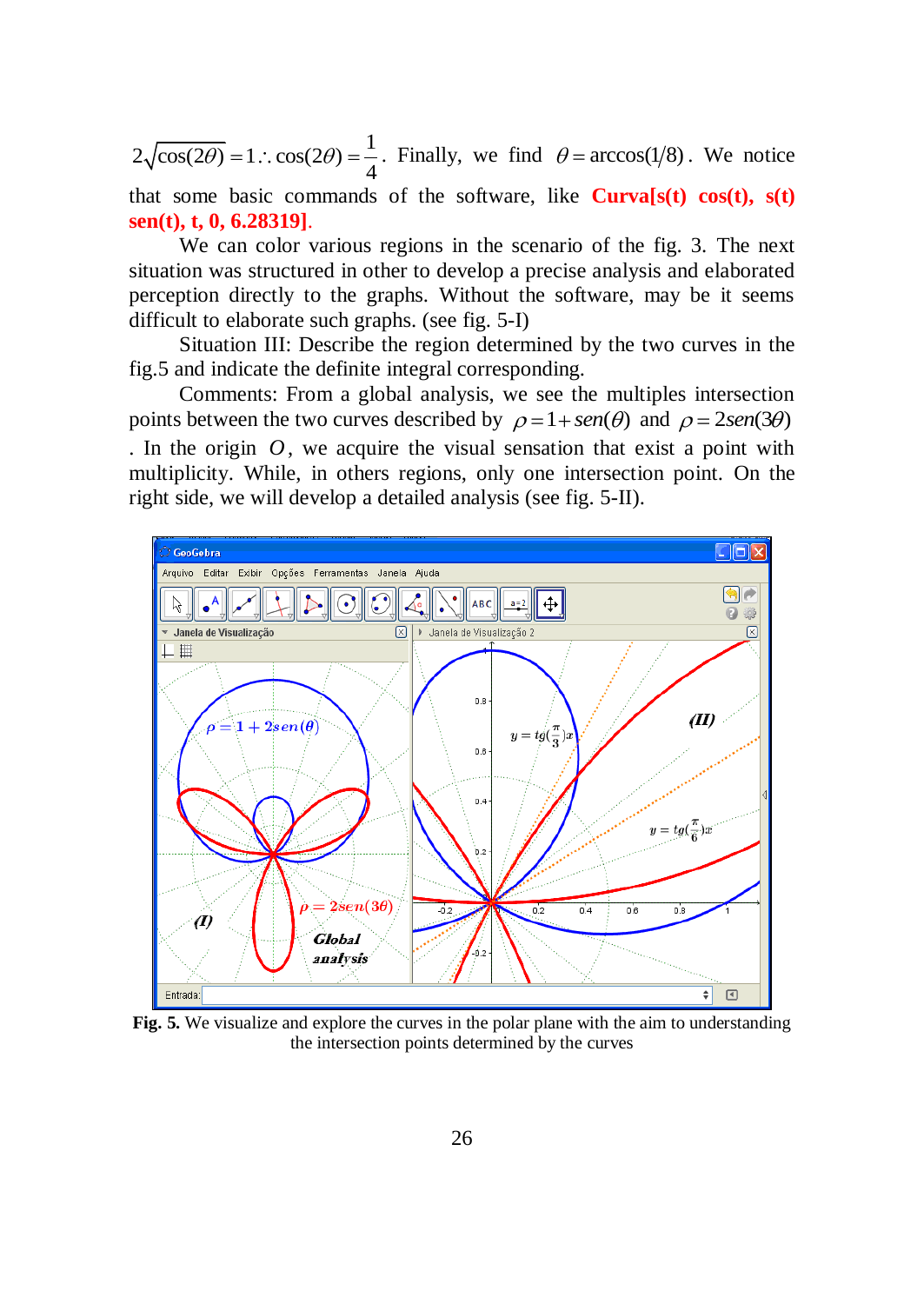$2\sqrt{\cos(2\theta)} = 1 \therefore \cos(2\theta) = \frac{1}{4}$. Finally, we find $\theta = \arccos(1/8)$. We notice that some basic commands of the software, like **Curva[s(t) cos(t), s(t) sen(t), t, 0, 6.28319]**.

We can color various regions in the scenario of the fig. 3. The next situation was structured in other to develop a precise analysis and elaborated perception directly to the graphs. Without the software, may be it seems difficult to elaborate such graphs. (see fig. 5-I)

Situation III: Describe the region determined by the two curves in the fig.5 and indicate the definite integral corresponding.

Comments: From a global analysis, we see the multiples intersection points between the two curves described by $\rho = 1 + sen(\theta)$ and $\rho = 2sen(3\theta)$. In the origin $O$, we acquire the visual sensation that exist a point with multiplicity. While, in others regions, only one intersection point. On the right side, we will develop a detailed analysis (see fig. 5-II).

GeoGebra

Arquivo Editar Exibir Opções Ferramentas Janela Ajuda

Janela de Visualização

Janela de Visualização 2

$\rho = 1 + 2sen(\theta)$

$\rho = 2sen(3\theta)$

(I)

Global analysis

$y = tg(\frac{\pi}{3})x$

$y = tg(\frac{\pi}{6})x$

(II)

0.8

0.6

0.4

0.2

-0.2

0.2

0.4

0.6

0.8

1

-0.2

Entrada:

**Fig. 5.** We visualize and explore the curves in the polar plane with the aim to understanding the intersection points determined by the curves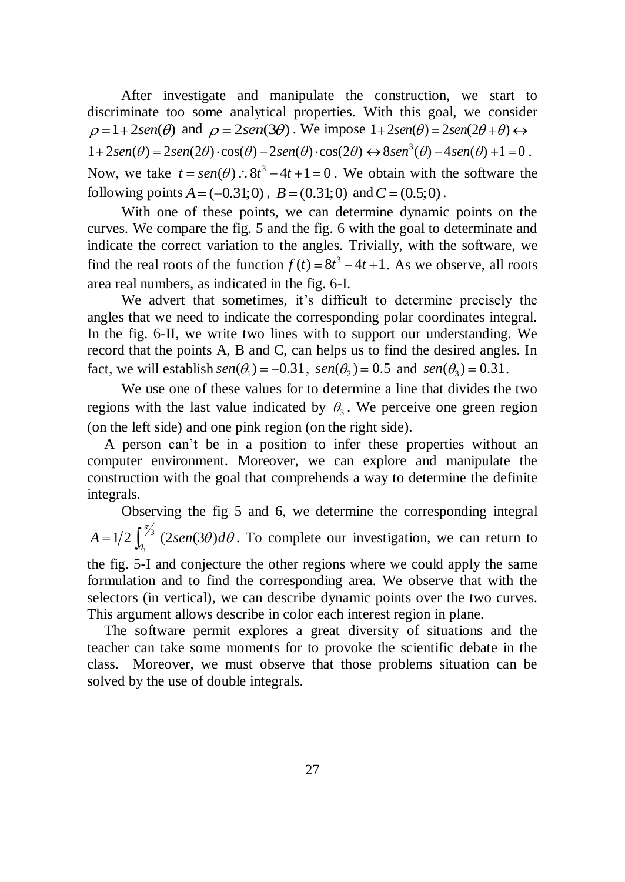After investigate and manipulate the construction, we start to discriminate too some analytical properties. With this goal, we consider $\rho = 1 + 2sen(\theta)$ and $\rho = 2sen(3\theta)$. We impose $1 + 2sen(\theta) = 2sen(2\theta + \theta) \leftrightarrow$ $1 + 2sen(\theta) = 2sen(2\theta)\cdot\cos(\theta) - 2sen(\theta)\cdot\cos(2\theta) \leftrightarrow 8sen^3(\theta) - 4sen(\theta) + 1 = 0$. Now, we take $t = sen(\theta) \therefore 8t^3 - 4t + 1 = 0$. We obtain with the software the following points $A = (-0.31;0)$, $B = (0.31;0)$ and $C = (0.5;0)$.

With one of these points, we can determine dynamic points on the curves. We compare the fig. 5 and the fig. 6 with the goal to determinate and indicate the correct variation to the angles. Trivially, with the software, we find the real roots of the function $f(t) = 8t^3 - 4t + 1$. As we observe, all roots area real numbers, as indicated in the fig. 6-I.

We advert that sometimes, it's difficult to determine precisely the angles that we need to indicate the corresponding polar coordinates integral. In the fig. 6-II, we write two lines with to support our understanding. We record that the points A, B and C, can helps us to find the desired angles. In fact, we will establish $sen(\theta_1) = -0.31$, $sen(\theta_2) = 0.5$ and $sen(\theta_3) = 0.31$.

We use one of these values for to determine a line that divides the two regions with the last value indicated by $\theta_3$. We perceive one green region (on the left side) and one pink region (on the right side).

A person can't be in a position to infer these properties without an computer environment. Moreover, we can explore and manipulate the construction with the goal that comprehends a way to determine the definite integrals.

Observing the fig 5 and 6, we determine the corresponding integral $A = 1/2\int_{\theta_3}^{\pi/3}(2sen(3\theta)d\theta$. To complete our investigation, we can return to the fig. 5-I and conjecture the other regions where we could apply the same formulation and to find the corresponding area. We observe that with the selectors (in vertical), we can describe dynamic points over the two curves. This argument allows describe in color each interest region in plane.

The software permit explores a great diversity of situations and the teacher can take some moments for to provoke the scientific debate in the class. Moreover, we must observe that those problems situation can be solved by the use of double integrals.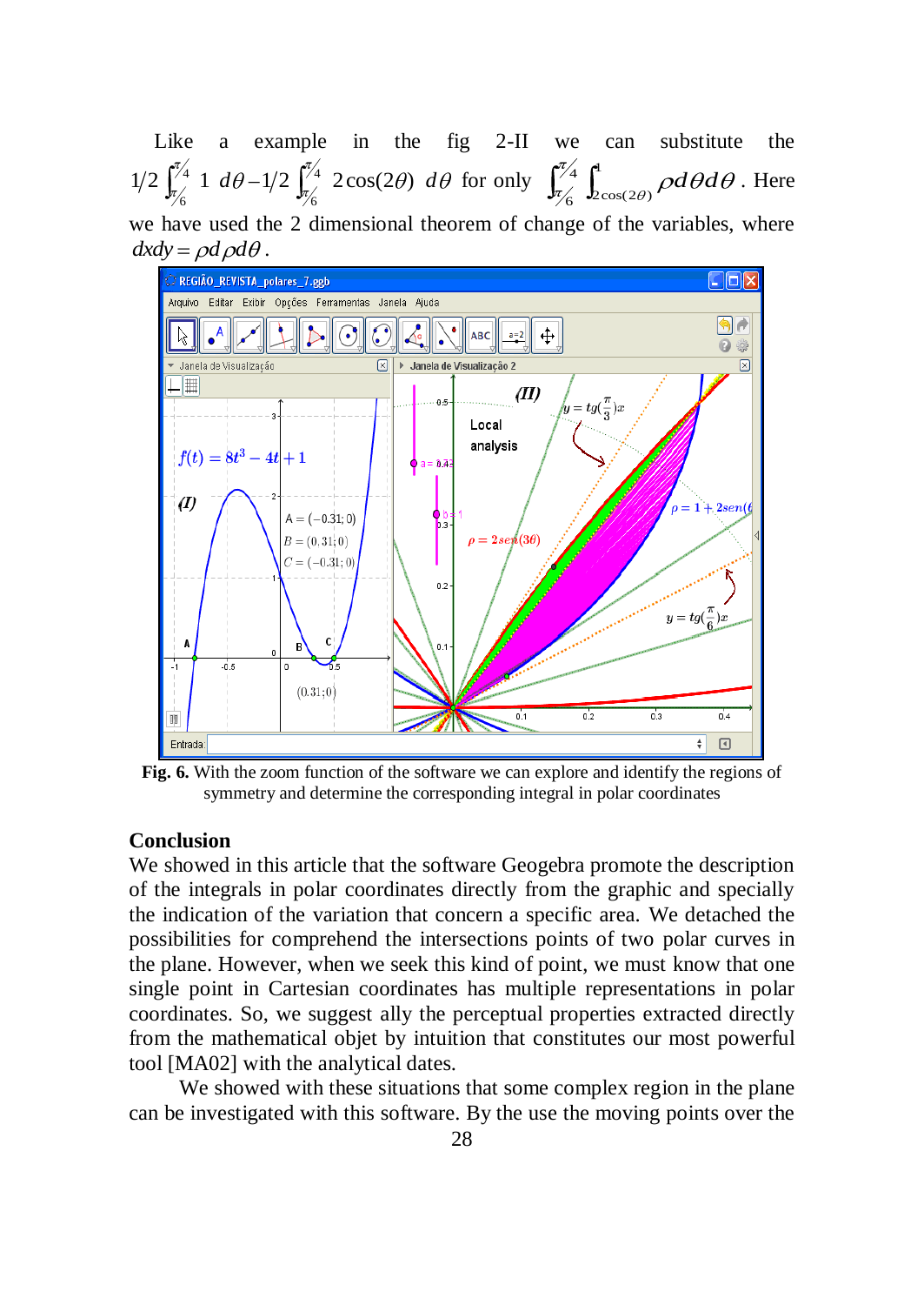Like a example in the fig 2-II we can substitute the $1/2\int_{\pi/6}^{\pi/4} 1\ d\theta - 1/2\int_{\pi/6}^{\pi/4} 2\cos(2\theta)\ d\theta$ for only $\int_{\pi/6}^{\pi/4}\int_{2\cos(2\theta)}^{1} \rho d\theta d\theta$. Here we have used the 2 dimensional theorem of change of the variables, where $dxdy = \rho d\rho d\theta$.

Fig. 6. With the zoom function of the software we can explore and identify the regions of symmetry and determine the corresponding integral in polar coordinates

## Conclusion

We showed in this article that the software Geogebra promote the description of the integrals in polar coordinates directly from the graphic and specially the indication of the variation that concern a specific area. We detached the possibilities for comprehend the intersections points of two polar curves in the plane. However, when we seek this kind of point, we must know that one single point in Cartesian coordinates has multiple representations in polar coordinates. So, we suggest ally the perceptual properties extracted directly from the mathematical objet by intuition that constitutes our most powerful tool [MA02] with the analytical dates.

We showed with these situations that some complex region in the plane can be investigated with this software. By the use the moving points over the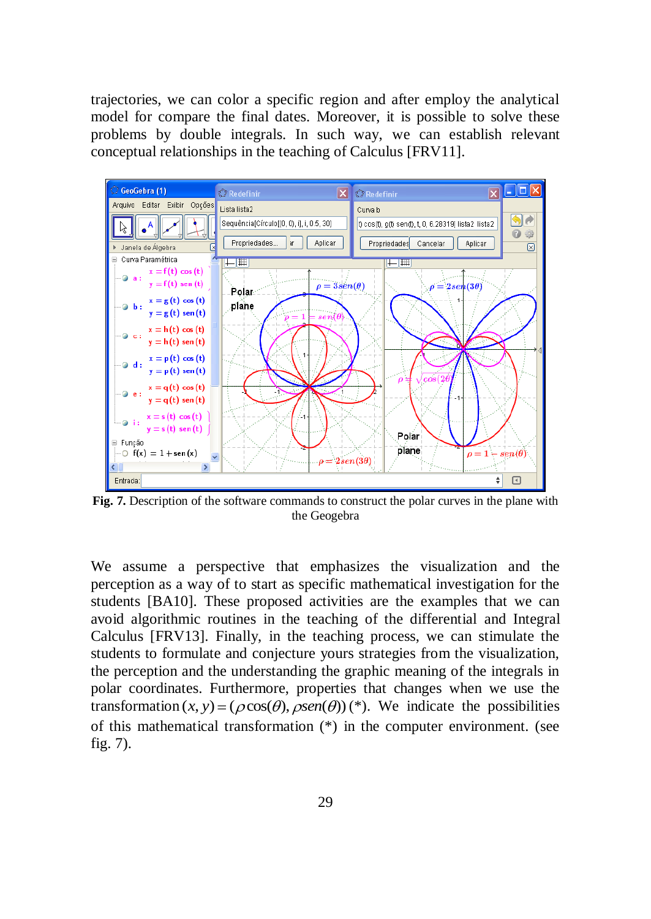trajectories, we can color a specific region and after employ the analytical model for compare the final dates. Moreover, it is possible to solve these problems by double integrals. In such way, we can establish relevant conceptual relationships in the teaching of Calculus [FRV11].

**Fig. 7.** Description of the software commands to construct the polar curves in the plane with the Geogebra

We assume a perspective that emphasizes the visualization and the perception as a way of to start as specific mathematical investigation for the students [BA10]. These proposed activities are the examples that we can avoid algorithmic routines in the teaching of the differential and Integral Calculus [FRV13]. Finally, in the teaching process, we can stimulate the students to formulate and conjecture yours strategies from the visualization, the perception and the understanding the graphic meaning of the integrals in polar coordinates. Furthermore, properties that changes when we use the transformation $(x, y) = (\rho\cos(\theta), \rho sen(\theta))$ (*). We indicate the possibilities of this mathematical transformation (*) in the computer environment. (see fig. 7).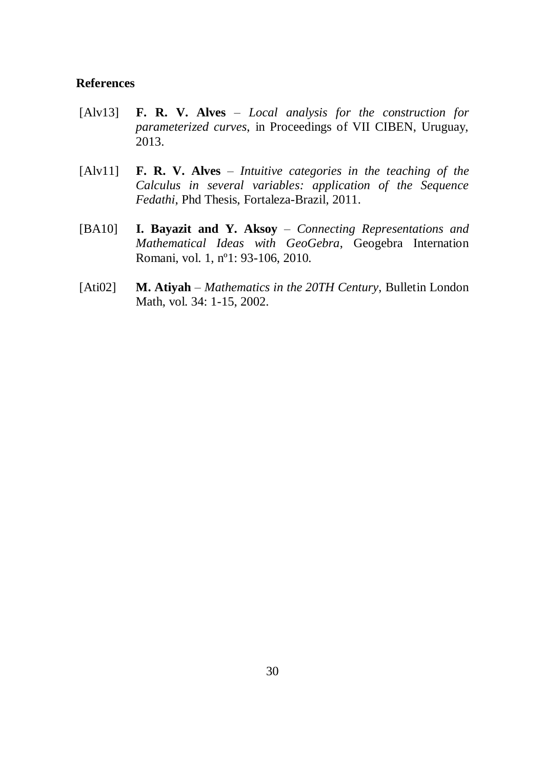**References**

[Alv13] **F. R. V. Alves** – *Local analysis for the construction for parameterized curves*, in Proceedings of VII CIBEN, Uruguay, 2013.

[Alv11] **F. R. V. Alves** – *Intuitive categories in the teaching of the Calculus in several variables: application of the Sequence Fedathi*, Phd Thesis, Fortaleza-Brazil, 2011.

[BA10] **I. Bayazit and Y. Aksoy** – *Connecting Representations and Mathematical Ideas with GeoGebra*, Geogebra Internation Romani, vol. 1, nº1: 93-106, 2010.

[Ati02] **M. Atiyah** – *Mathematics in the 20TH Century*, Bulletin London Math, vol. 34: 1-15, 2002.